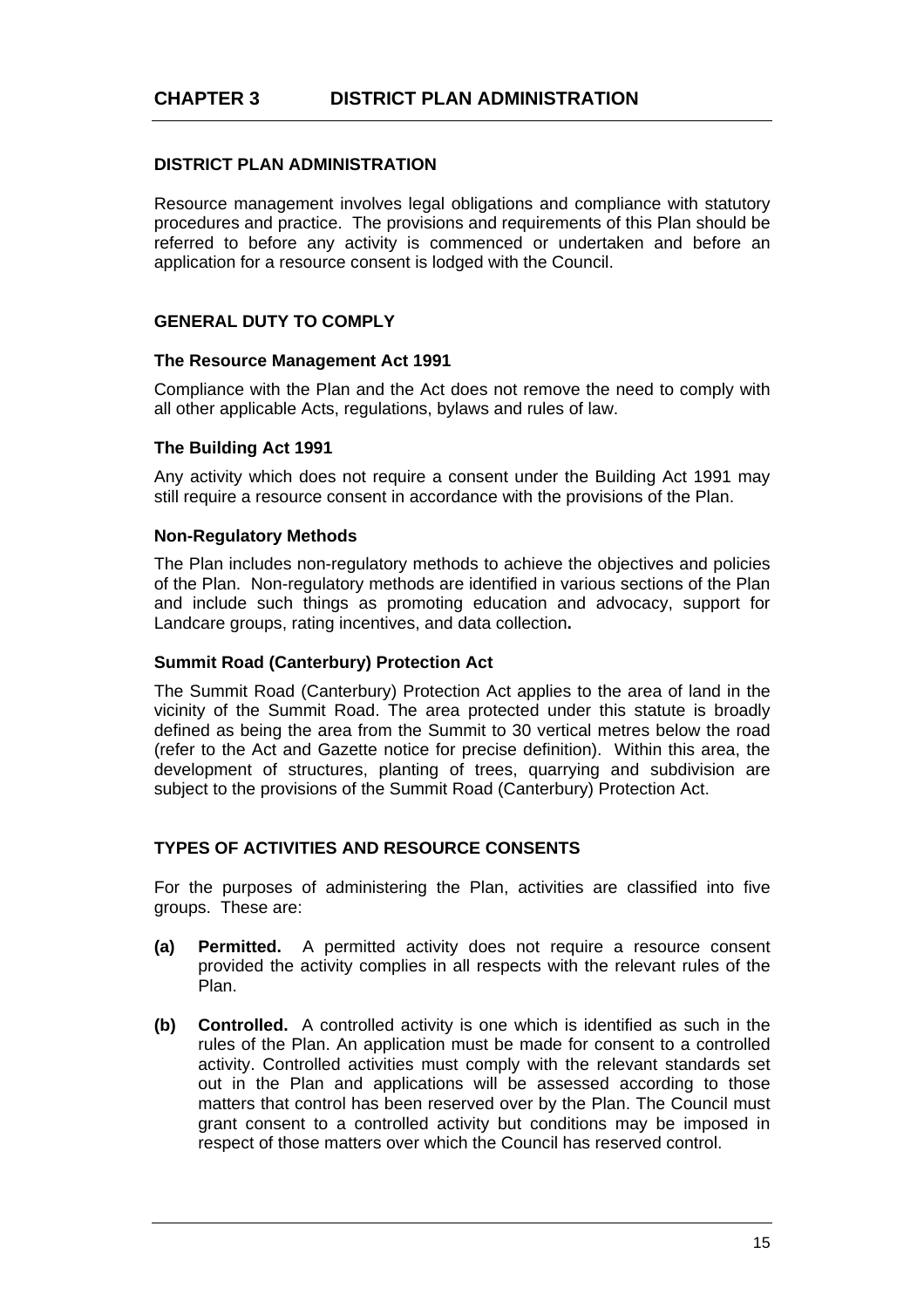# CHAPTER 3 DISTRICT PLAN ADMINISTRATION

## DISTRICT PLAN ADMINISTRATION

Resource management involves legal obligations and compliance with statutory procedures and practice. The provisions and requirements of this Plan should be referred to before any activity is commenced or undertaken and before an application for a resource consent is lodged with the Council.

## GENERAL DUTY TO COMPLY

### The Resource Management Act 1991

Compliance with the Plan and the Act does not remove the need to comply with all other applicable Acts, regulations, bylaws and rules of law.

### The Building Act 1991

Any activity which does not require a consent under the Building Act 1991 may still require a resource consent in accordance with the provisions of the Plan.

### Non-Regulatory Methods

The Plan includes non-regulatory methods to achieve the objectives and policies of the Plan. Non-regulatory methods are identified in various sections of the Plan and include such things as promoting education and advocacy, support for Landcare groups, rating incentives, and data collection**.**

### Summit Road (Canterbury) Protection Act

The Summit Road (Canterbury) Protection Act applies to the area of land in the vicinity of the Summit Road. The area protected under this statute is broadly defined as being the area from the Summit to 30 vertical metres below the road (refer to the Act and Gazette notice for precise definition). Within this area, the development of structures, planting of trees, quarrying and subdivision are subject to the provisions of the Summit Road (Canterbury) Protection Act.

## TYPES OF ACTIVITIES AND RESOURCE CONSENTS

For the purposes of administering the Plan, activities are classified into five groups. These are:

**(a) Permitted.** A permitted activity does not require a resource consent provided the activity complies in all respects with the relevant rules of the Plan.

**(b) Controlled.** A controlled activity is one which is identified as such in the rules of the Plan. An application must be made for consent to a controlled activity. Controlled activities must comply with the relevant standards set out in the Plan and applications will be assessed according to those matters that control has been reserved over by the Plan. The Council must grant consent to a controlled activity but conditions may be imposed in respect of those matters over which the Council has reserved control.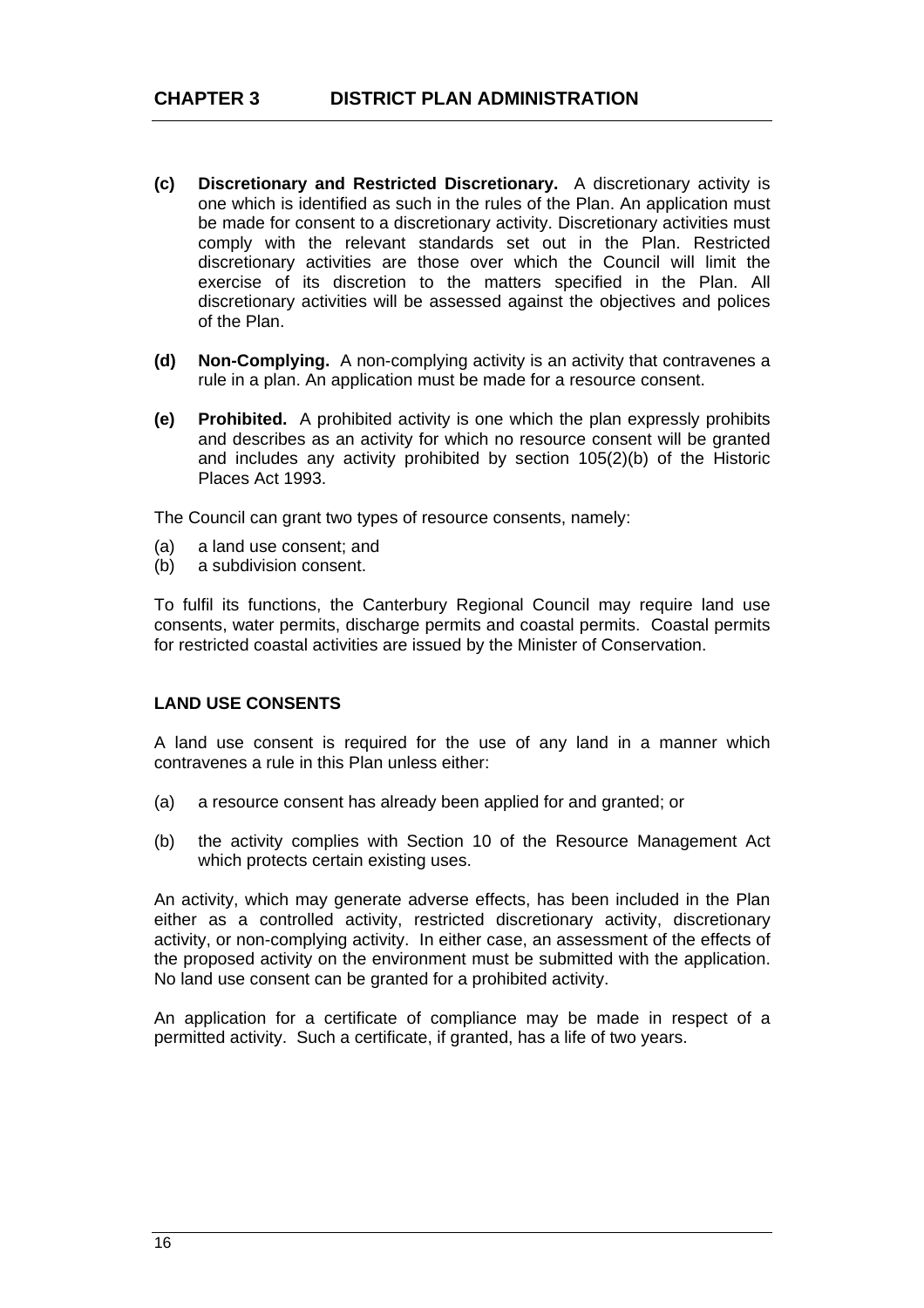**(c) Discretionary and Restricted Discretionary.** A discretionary activity is one which is identified as such in the rules of the Plan. An application must be made for consent to a discretionary activity. Discretionary activities must comply with the relevant standards set out in the Plan. Restricted discretionary activities are those over which the Council will limit the exercise of its discretion to the matters specified in the Plan. All discretionary activities will be assessed against the objectives and polices of the Plan.

**(d) Non-Complying.** A non-complying activity is an activity that contravenes a rule in a plan. An application must be made for a resource consent.

**(e) Prohibited.** A prohibited activity is one which the plan expressly prohibits and describes as an activity for which no resource consent will be granted and includes any activity prohibited by section 105(2)(b) of the Historic Places Act 1993.

The Council can grant two types of resource consents, namely:

(a) a land use consent; and
(b) a subdivision consent.

To fulfil its functions, the Canterbury Regional Council may require land use consents, water permits, discharge permits and coastal permits. Coastal permits for restricted coastal activities are issued by the Minister of Conservation.

#### LAND USE CONSENTS

A land use consent is required for the use of any land in a manner which contravenes a rule in this Plan unless either:

(a) a resource consent has already been applied for and granted; or

(b) the activity complies with Section 10 of the Resource Management Act which protects certain existing uses.

An activity, which may generate adverse effects, has been included in the Plan either as a controlled activity, restricted discretionary activity, discretionary activity, or non-complying activity. In either case, an assessment of the effects of the proposed activity on the environment must be submitted with the application. No land use consent can be granted for a prohibited activity.

An application for a certificate of compliance may be made in respect of a permitted activity. Such a certificate, if granted, has a life of two years.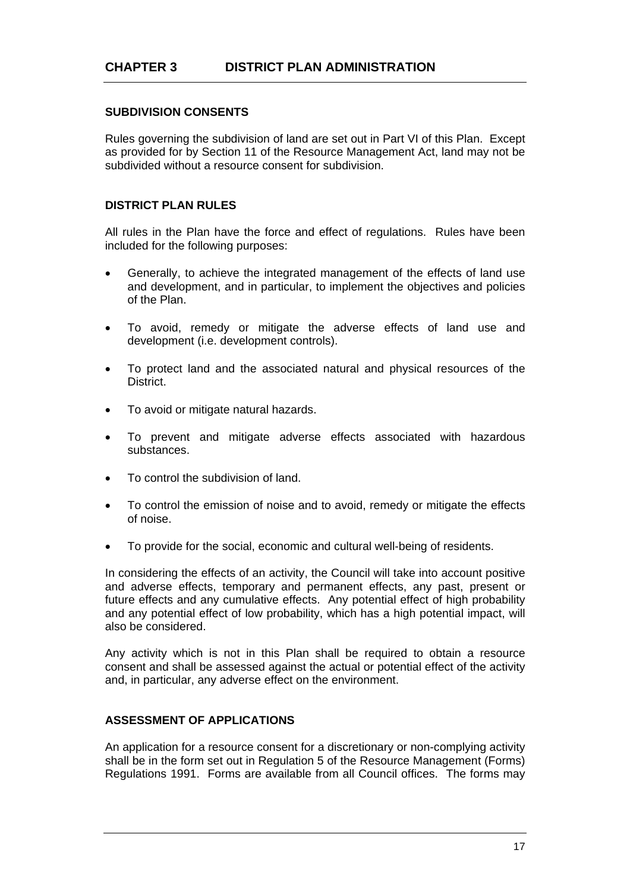# CHAPTER 3 DISTRICT PLAN ADMINISTRATION

## SUBDIVISION CONSENTS

Rules governing the subdivision of land are set out in Part VI of this Plan. Except as provided for by Section 11 of the Resource Management Act, land may not be subdivided without a resource consent for subdivision.

## DISTRICT PLAN RULES

All rules in the Plan have the force and effect of regulations. Rules have been included for the following purposes:

- Generally, to achieve the integrated management of the effects of land use and development, and in particular, to implement the objectives and policies of the Plan.
- To avoid, remedy or mitigate the adverse effects of land use and development (i.e. development controls).
- To protect land and the associated natural and physical resources of the District.
- To avoid or mitigate natural hazards.
- To prevent and mitigate adverse effects associated with hazardous substances.
- To control the subdivision of land.
- To control the emission of noise and to avoid, remedy or mitigate the effects of noise.
- To provide for the social, economic and cultural well-being of residents.

In considering the effects of an activity, the Council will take into account positive and adverse effects, temporary and permanent effects, any past, present or future effects and any cumulative effects. Any potential effect of high probability and any potential effect of low probability, which has a high potential impact, will also be considered.

Any activity which is not in this Plan shall be required to obtain a resource consent and shall be assessed against the actual or potential effect of the activity and, in particular, any adverse effect on the environment.

## ASSESSMENT OF APPLICATIONS

An application for a resource consent for a discretionary or non-complying activity shall be in the form set out in Regulation 5 of the Resource Management (Forms) Regulations 1991. Forms are available from all Council offices. The forms may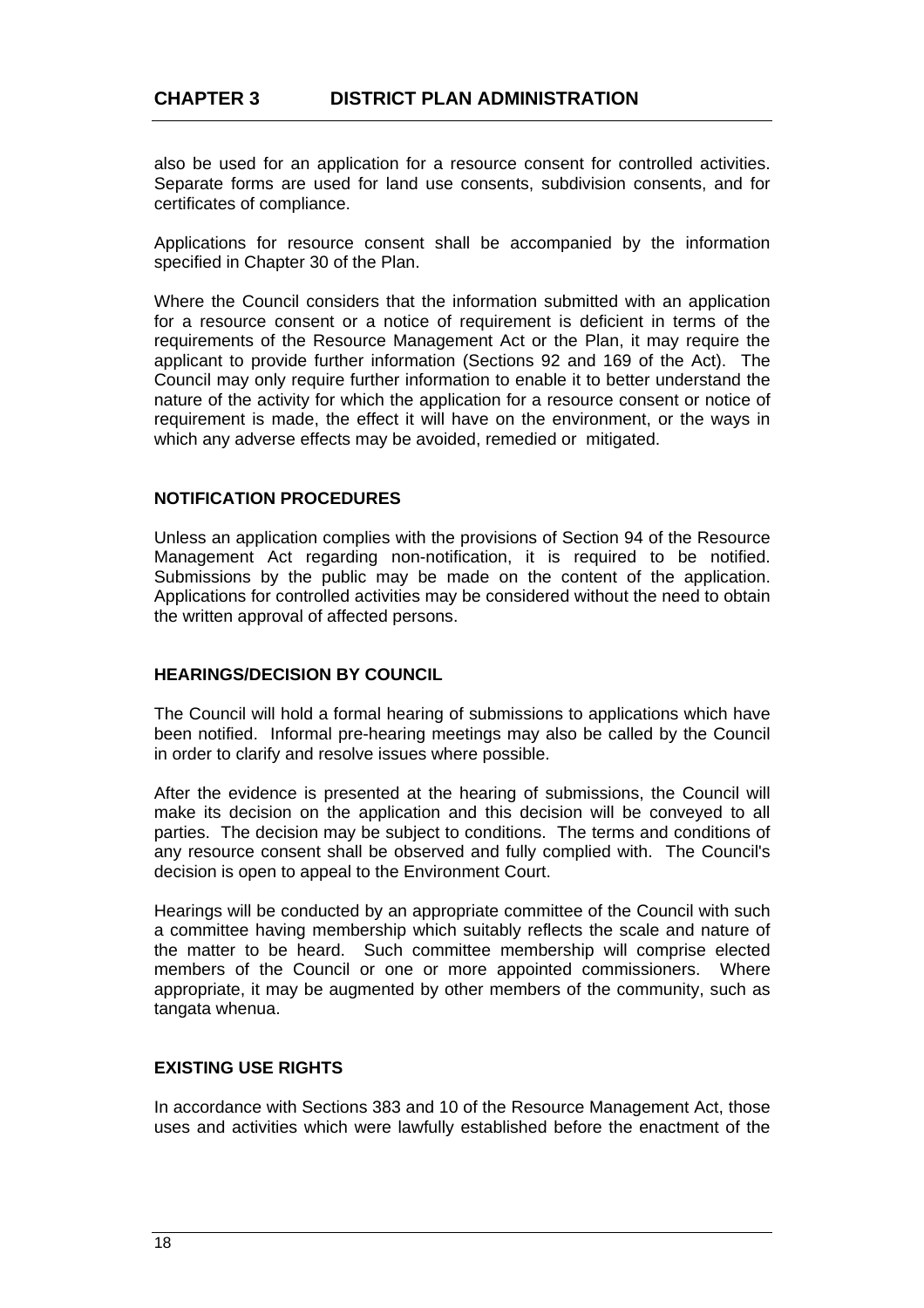also be used for an application for a resource consent for controlled activities. Separate forms are used for land use consents, subdivision consents, and for certificates of compliance.

Applications for resource consent shall be accompanied by the information specified in Chapter 30 of the Plan.

Where the Council considers that the information submitted with an application for a resource consent or a notice of requirement is deficient in terms of the requirements of the Resource Management Act or the Plan, it may require the applicant to provide further information (Sections 92 and 169 of the Act). The Council may only require further information to enable it to better understand the nature of the activity for which the application for a resource consent or notice of requirement is made, the effect it will have on the environment, or the ways in which any adverse effects may be avoided, remedied or mitigated.

## NOTIFICATION PROCEDURES

Unless an application complies with the provisions of Section 94 of the Resource Management Act regarding non-notification, it is required to be notified. Submissions by the public may be made on the content of the application. Applications for controlled activities may be considered without the need to obtain the written approval of affected persons.

## HEARINGS/DECISION BY COUNCIL

The Council will hold a formal hearing of submissions to applications which have been notified. Informal pre-hearing meetings may also be called by the Council in order to clarify and resolve issues where possible.

After the evidence is presented at the hearing of submissions, the Council will make its decision on the application and this decision will be conveyed to all parties. The decision may be subject to conditions. The terms and conditions of any resource consent shall be observed and fully complied with. The Council's decision is open to appeal to the Environment Court.

Hearings will be conducted by an appropriate committee of the Council with such a committee having membership which suitably reflects the scale and nature of the matter to be heard. Such committee membership will comprise elected members of the Council or one or more appointed commissioners. Where appropriate, it may be augmented by other members of the community, such as tangata whenua.

## EXISTING USE RIGHTS

In accordance with Sections 383 and 10 of the Resource Management Act, those uses and activities which were lawfully established before the enactment of the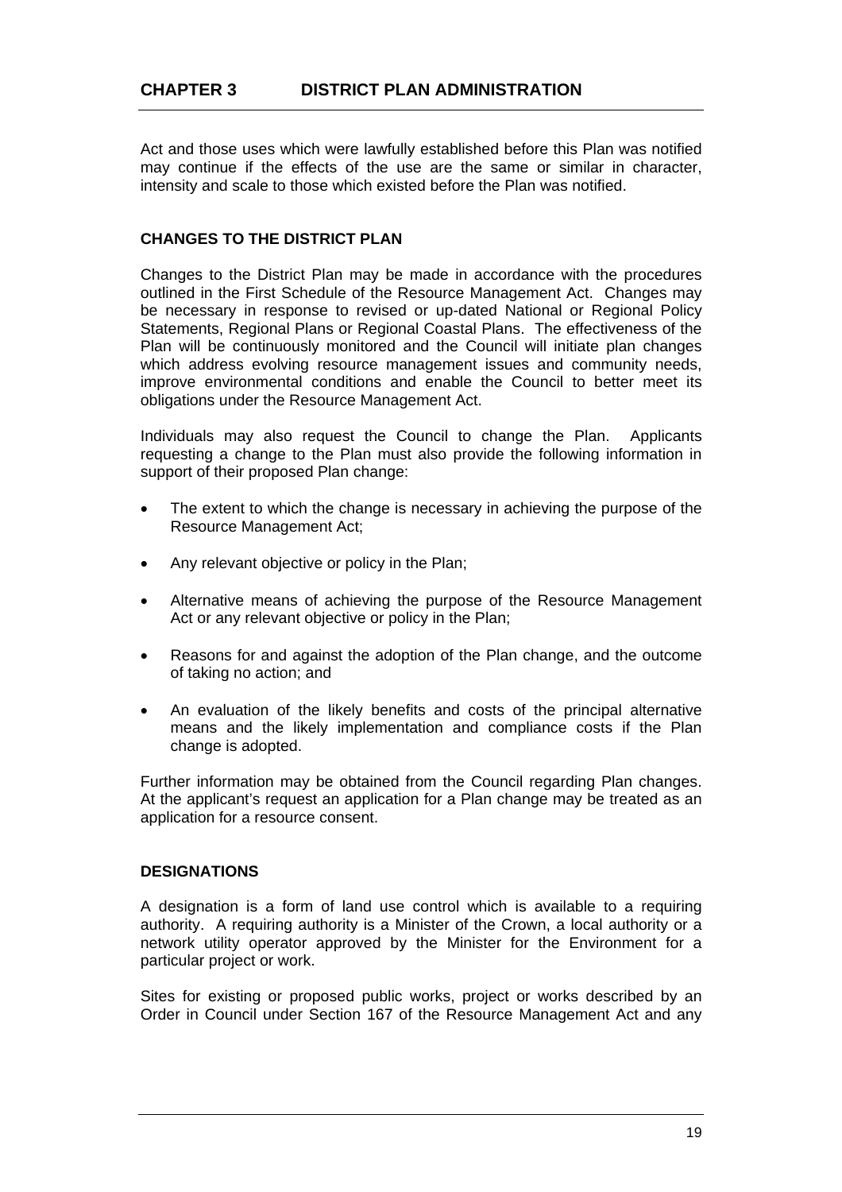Act and those uses which were lawfully established before this Plan was notified may continue if the effects of the use are the same or similar in character, intensity and scale to those which existed before the Plan was notified.

### CHANGES TO THE DISTRICT PLAN

Changes to the District Plan may be made in accordance with the procedures outlined in the First Schedule of the Resource Management Act. Changes may be necessary in response to revised or up-dated National or Regional Policy Statements, Regional Plans or Regional Coastal Plans. The effectiveness of the Plan will be continuously monitored and the Council will initiate plan changes which address evolving resource management issues and community needs, improve environmental conditions and enable the Council to better meet its obligations under the Resource Management Act.

Individuals may also request the Council to change the Plan. Applicants requesting a change to the Plan must also provide the following information in support of their proposed Plan change:

- The extent to which the change is necessary in achieving the purpose of the Resource Management Act;
- Any relevant objective or policy in the Plan;
- Alternative means of achieving the purpose of the Resource Management Act or any relevant objective or policy in the Plan;
- Reasons for and against the adoption of the Plan change, and the outcome of taking no action; and
- An evaluation of the likely benefits and costs of the principal alternative means and the likely implementation and compliance costs if the Plan change is adopted.

Further information may be obtained from the Council regarding Plan changes. At the applicant's request an application for a Plan change may be treated as an application for a resource consent.

### DESIGNATIONS

A designation is a form of land use control which is available to a requiring authority. A requiring authority is a Minister of the Crown, a local authority or a network utility operator approved by the Minister for the Environment for a particular project or work.

Sites for existing or proposed public works, project or works described by an Order in Council under Section 167 of the Resource Management Act and any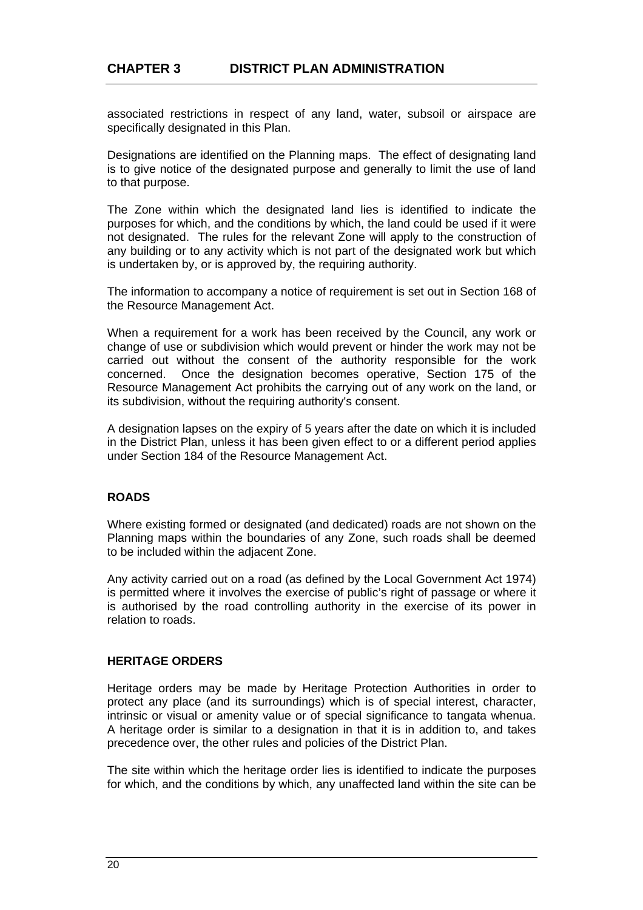associated restrictions in respect of any land, water, subsoil or airspace are specifically designated in this Plan.

Designations are identified on the Planning maps. The effect of designating land is to give notice of the designated purpose and generally to limit the use of land to that purpose.

The Zone within which the designated land lies is identified to indicate the purposes for which, and the conditions by which, the land could be used if it were not designated. The rules for the relevant Zone will apply to the construction of any building or to any activity which is not part of the designated work but which is undertaken by, or is approved by, the requiring authority.

The information to accompany a notice of requirement is set out in Section 168 of the Resource Management Act.

When a requirement for a work has been received by the Council, any work or change of use or subdivision which would prevent or hinder the work may not be carried out without the consent of the authority responsible for the work concerned. Once the designation becomes operative, Section 175 of the Resource Management Act prohibits the carrying out of any work on the land, or its subdivision, without the requiring authority's consent.

A designation lapses on the expiry of 5 years after the date on which it is included in the District Plan, unless it has been given effect to or a different period applies under Section 184 of the Resource Management Act.

## ROADS

Where existing formed or designated (and dedicated) roads are not shown on the Planning maps within the boundaries of any Zone, such roads shall be deemed to be included within the adjacent Zone.

Any activity carried out on a road (as defined by the Local Government Act 1974) is permitted where it involves the exercise of public's right of passage or where it is authorised by the road controlling authority in the exercise of its power in relation to roads.

## HERITAGE ORDERS

Heritage orders may be made by Heritage Protection Authorities in order to protect any place (and its surroundings) which is of special interest, character, intrinsic or visual or amenity value or of special significance to tangata whenua. A heritage order is similar to a designation in that it is in addition to, and takes precedence over, the other rules and policies of the District Plan.

The site within which the heritage order lies is identified to indicate the purposes for which, and the conditions by which, any unaffected land within the site can be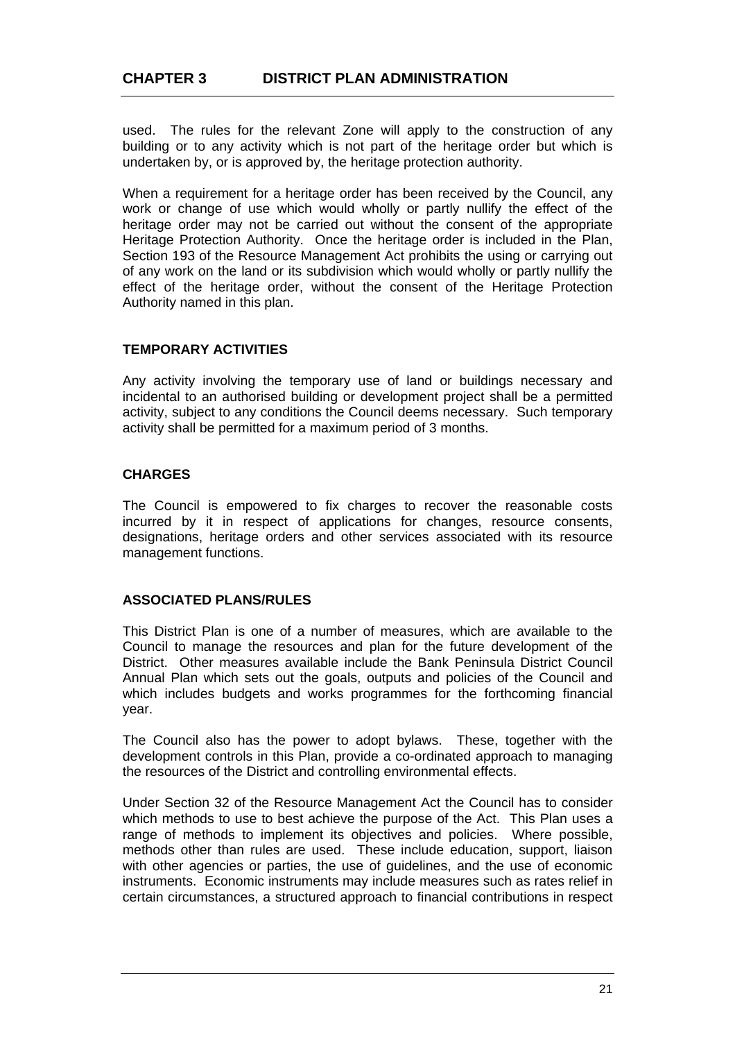used. The rules for the relevant Zone will apply to the construction of any building or to any activity which is not part of the heritage order but which is undertaken by, or is approved by, the heritage protection authority.

When a requirement for a heritage order has been received by the Council, any work or change of use which would wholly or partly nullify the effect of the heritage order may not be carried out without the consent of the appropriate Heritage Protection Authority. Once the heritage order is included in the Plan, Section 193 of the Resource Management Act prohibits the using or carrying out of any work on the land or its subdivision which would wholly or partly nullify the effect of the heritage order, without the consent of the Heritage Protection Authority named in this plan.

## TEMPORARY ACTIVITIES

Any activity involving the temporary use of land or buildings necessary and incidental to an authorised building or development project shall be a permitted activity, subject to any conditions the Council deems necessary. Such temporary activity shall be permitted for a maximum period of 3 months.

## CHARGES

The Council is empowered to fix charges to recover the reasonable costs incurred by it in respect of applications for changes, resource consents, designations, heritage orders and other services associated with its resource management functions.

## ASSOCIATED PLANS/RULES

This District Plan is one of a number of measures, which are available to the Council to manage the resources and plan for the future development of the District. Other measures available include the Bank Peninsula District Council Annual Plan which sets out the goals, outputs and policies of the Council and which includes budgets and works programmes for the forthcoming financial year.

The Council also has the power to adopt bylaws. These, together with the development controls in this Plan, provide a co-ordinated approach to managing the resources of the District and controlling environmental effects.

Under Section 32 of the Resource Management Act the Council has to consider which methods to use to best achieve the purpose of the Act. This Plan uses a range of methods to implement its objectives and policies. Where possible, methods other than rules are used. These include education, support, liaison with other agencies or parties, the use of guidelines, and the use of economic instruments. Economic instruments may include measures such as rates relief in certain circumstances, a structured approach to financial contributions in respect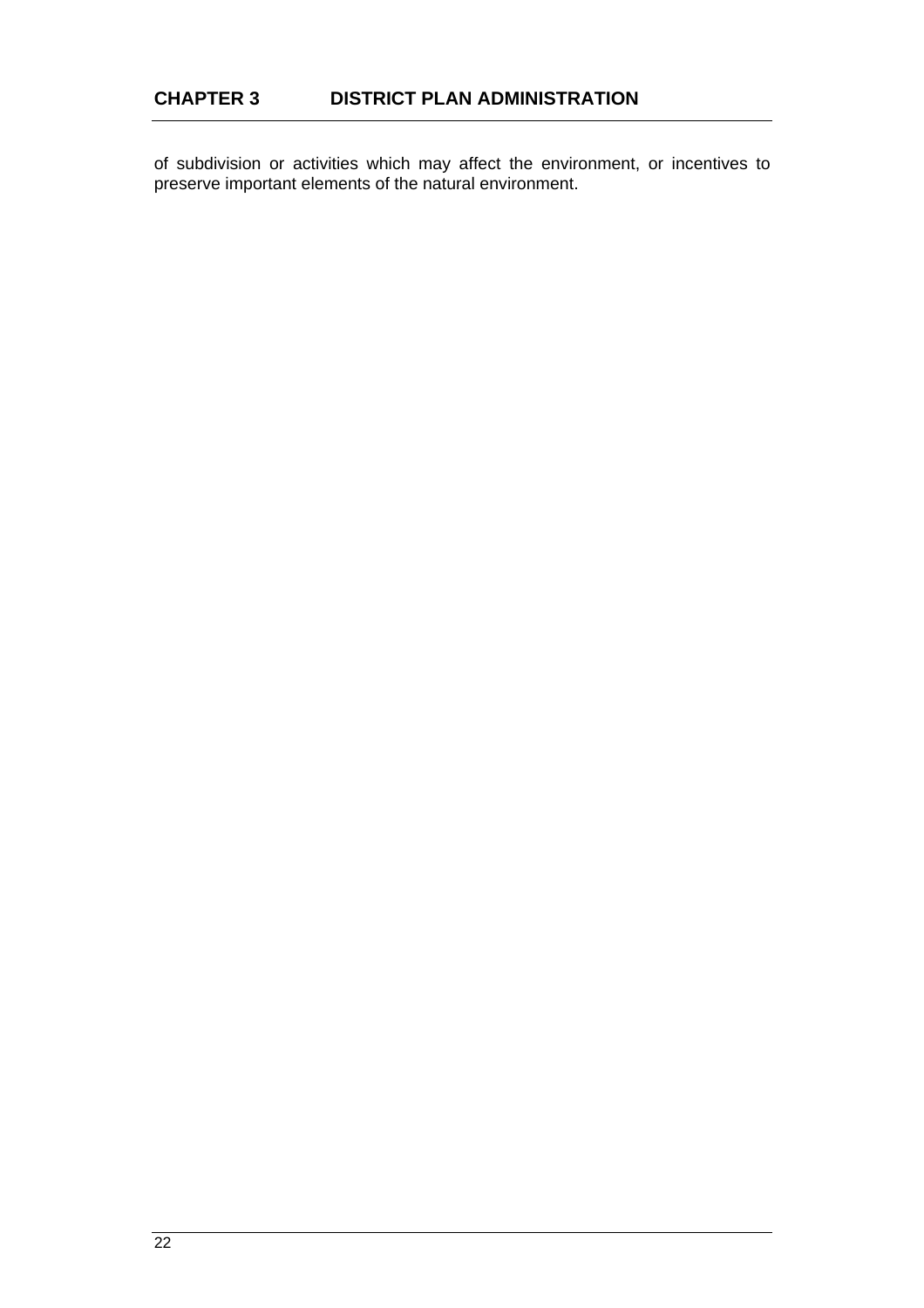of subdivision or activities which may affect the environment, or incentives to preserve important elements of the natural environment.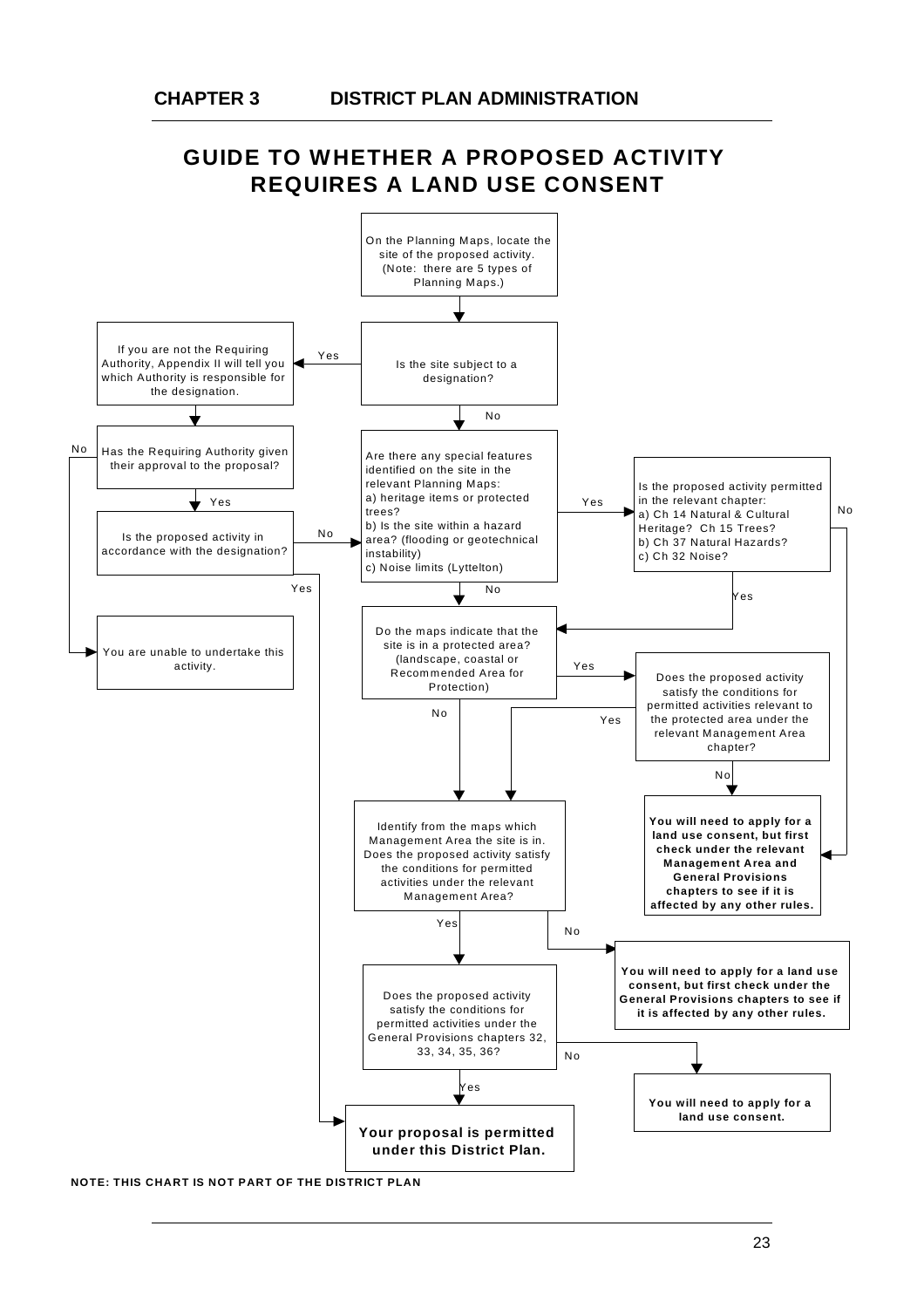## GUIDE TO WHETHER A PROPOSED ACTIVITY REQUIRES A LAND USE CONSENT

On the Planning Maps, locate the site of the proposed activity. (Note: there are 5 types of Planning Maps.)

Is the site subject to a designation?

- Yes → If you are not the Requiring Authority, Appendix II will tell you which Authority is responsible for the designation.
  - Has the Requiring Authority given their approval to the proposal?
    - No → You are unable to undertake this activity.
    - Yes → Is the proposed activity in accordance with the designation?
      - Yes → **Your proposal is permitted under this District Plan.**
      - No → (go to special features question below)
- No → Are there any special features identified on the site in the relevant Planning Maps:
  a) heritage items or protected trees?
  b) Is the site within a hazard area? (flooding or geotechnical instability)
  c) Noise limits (Lyttelton)
  - Yes → Is the proposed activity permitted in the relevant chapter:
    a) Ch 14 Natural & Cultural Heritage? Ch 15 Trees?
    b) Ch 37 Natural Hazards?
    c) Ch 32 Noise?
    - No → **You will need to apply for a land use consent, but first check under the relevant Management Area and General Provisions chapters to see if it is affected by any other rules.**
    - Yes → (go to protected area question below)
  - No → Do the maps indicate that the site is in a protected area? (landscape, coastal or Recommended Area for Protection)
    - Yes → Does the proposed activity satisfy the conditions for permitted activities relevant to the protected area under the relevant Management Area chapter?
      - No → **You will need to apply for a land use consent, but first check under the relevant Management Area and General Provisions chapters to see if it is affected by any other rules.**
      - Yes → (go to Management Area question below)
    - No → Identify from the maps which Management Area the site is in. Does the proposed activity satisfy the conditions for permitted activities under the relevant Management Area?
      - No → **You will need to apply for a land use consent, but first check under the General Provisions chapters to see if it is affected by any other rules.**
      - Yes → Does the proposed activity satisfy the conditions for permitted activities under the General Provisions chapters 32, 33, 34, 35, 36?
        - No → **You will need to apply for a land use consent.**
        - Yes → **Your proposal is permitted under this District Plan.**

**NOTE: THIS CHART IS NOT PART OF THE DISTRICT PLAN**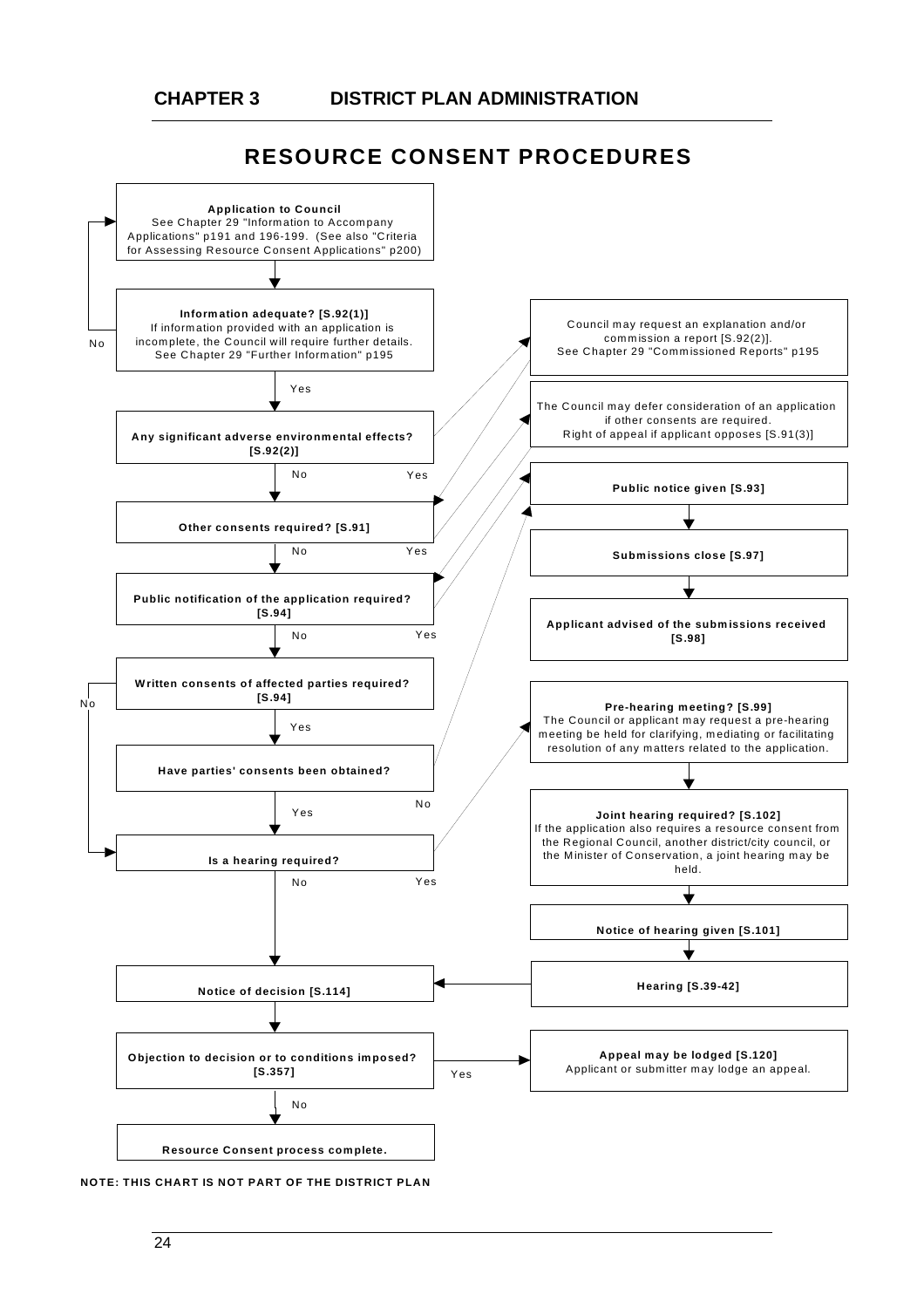## CHAPTER 3 DISTRICT PLAN ADMINISTRATION

# RESOURCE CONSENT PROCEDURES

**Application to Council**
See Chapter 29 "Information to Accompany Applications" p191 and 196-199. (See also "Criteria for Assessing Resource Consent Applications" p200)

**Information adequate? [S.92(1)]**
If information provided with an application is incomplete, the Council will require further details. See Chapter 29 "Further Information" p195

No

Yes

**Any significant adverse environmental effects? [S.92(2)]**

No

Yes

**Other consents required? [S.91]**

No

Yes

**Public notification of the application required? [S.94]**

No

Yes

**Written consents of affected parties required? [S.94]**

No

Yes

**Have parties' consents been obtained?**

Yes

No

**Is a hearing required?**

No

Yes

**Notice of decision [S.114]**

**Objection to decision or to conditions imposed? [S.357]**

Yes

No

**Resource Consent process complete.**

Council may request an explanation and/or commission a report [S.92(2)]. See Chapter 29 "Commissioned Reports" p195

The Council may defer consideration of an application if other consents are required. Right of appeal if applicant opposes [S.91(3)]

**Public notice given [S.93]**

**Submissions close [S.97]**

**Applicant advised of the submissions received [S.98]**

**Pre-hearing meeting? [S.99]**
The Council or applicant may request a pre-hearing meeting be held for clarifying, mediating or facilitating resolution of any matters related to the application.

**Joint hearing required? [S.102]**
If the application also requires a resource consent from the Regional Council, another district/city council, or the Minister of Conservation, a joint hearing may be held.

**Notice of hearing given [S.101]**

**Hearing [S.39-42]**

**Appeal may be lodged [S.120]**
Applicant or submitter may lodge an appeal.

**NOTE: THIS CHART IS NOT PART OF THE DISTRICT PLAN**